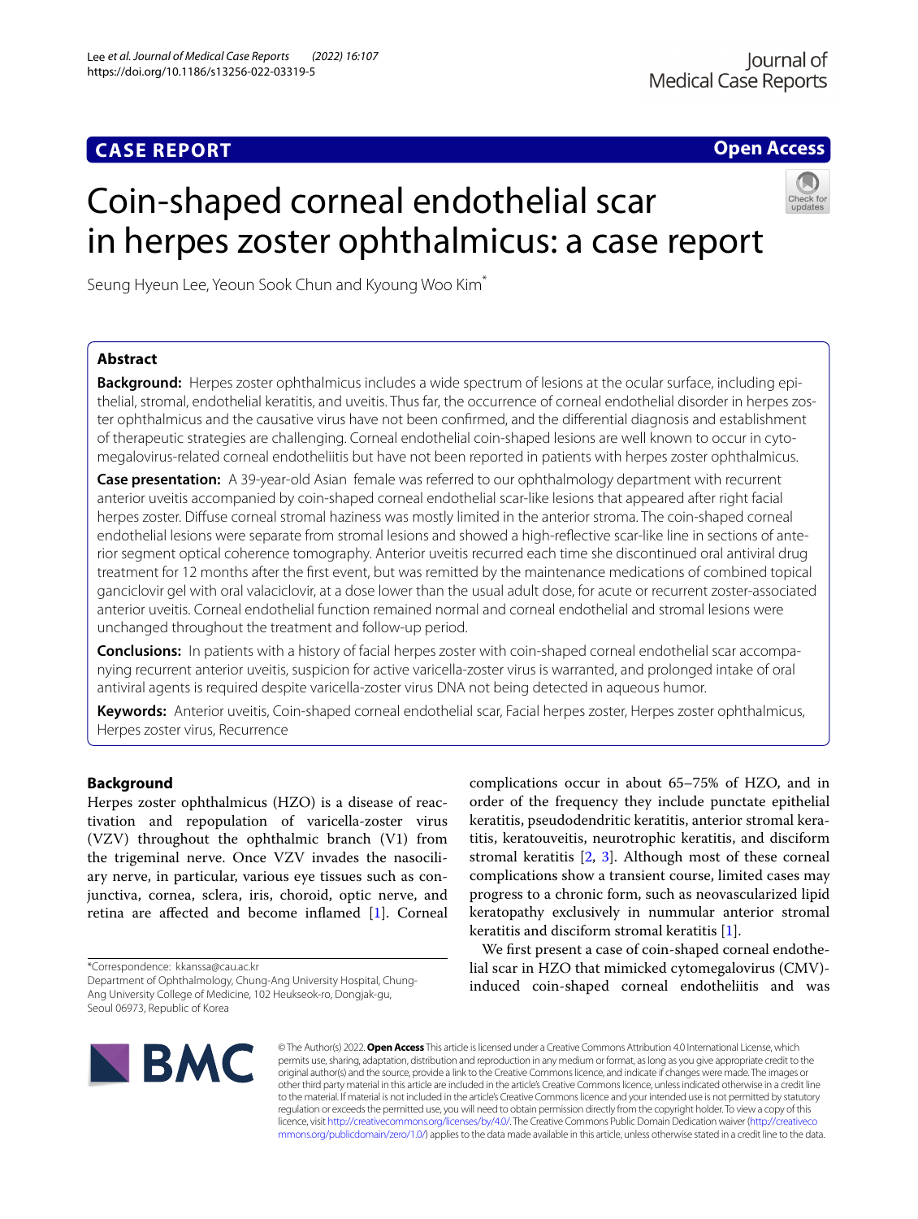**CASE REPORT** **Open Access**

# Coin-shaped corneal endothelial scar in herpes zoster ophthalmicus: a case report

Seung Hyeun Lee, Yeoun Sook Chun and Kyoung Woo Kim*

## Abstract

**Background:** Herpes zoster ophthalmicus includes a wide spectrum of lesions at the ocular surface, including epithelial, stromal, endothelial keratitis, and uveitis. Thus far, the occurrence of corneal endothelial disorder in herpes zoster ophthalmicus and the causative virus have not been confirmed, and the differential diagnosis and establishment of therapeutic strategies are challenging. Corneal endothelial coin-shaped lesions are well known to occur in cytomegalovirus-related corneal endotheliitis but have not been reported in patients with herpes zoster ophthalmicus.

**Case presentation:** A 39-year-old Asian female was referred to our ophthalmology department with recurrent anterior uveitis accompanied by coin-shaped corneal endothelial scar-like lesions that appeared after right facial herpes zoster. Diffuse corneal stromal haziness was mostly limited in the anterior stroma. The coin-shaped corneal endothelial lesions were separate from stromal lesions and showed a high-reflective scar-like line in sections of anterior segment optical coherence tomography. Anterior uveitis recurred each time she discontinued oral antiviral drug treatment for 12 months after the first event, but was remitted by the maintenance medications of combined topical ganciclovir gel with oral valaciclovir, at a dose lower than the usual adult dose, for acute or recurrent zoster-associated anterior uveitis. Corneal endothelial function remained normal and corneal endothelial and stromal lesions were unchanged throughout the treatment and follow-up period.

**Conclusions:** In patients with a history of facial herpes zoster with coin-shaped corneal endothelial scar accompanying recurrent anterior uveitis, suspicion for active varicella-zoster virus is warranted, and prolonged intake of oral antiviral agents is required despite varicella-zoster virus DNA not being detected in aqueous humor.

**Keywords:** Anterior uveitis, Coin-shaped corneal endothelial scar, Facial herpes zoster, Herpes zoster ophthalmicus, Herpes zoster virus, Recurrence

## Background

Herpes zoster ophthalmicus (HZO) is a disease of reactivation and repopulation of varicella-zoster virus (VZV) throughout the ophthalmic branch (V1) from the trigeminal nerve. Once VZV invades the nasociliary nerve, in particular, various eye tissues such as conjunctiva, cornea, sclera, iris, choroid, optic nerve, and retina are affected and become inflamed [1]. Corneal complications occur in about 65–75% of HZO, and in order of the frequency they include punctate epithelial keratitis, pseudodendritic keratitis, anterior stromal keratitis, keratouveitis, neurotrophic keratitis, and disciform stromal keratitis [2, 3]. Although most of these corneal complications show a transient course, limited cases may progress to a chronic form, such as neovascularized lipid keratopathy exclusively in nummular anterior stromal keratitis and disciform stromal keratitis [1].

We first present a case of coin-shaped corneal endothelial scar in HZO that mimicked cytomegalovirus (CMV)-induced coin-shaped corneal endotheliitis and was

*Correspondence: kkanssa@cau.ac.kr
Department of Ophthalmology, Chung-Ang University Hospital, Chung-Ang University College of Medicine, 102 Heukseok-ro, Dongjak-gu, Seoul 06973, Republic of Korea

© The Author(s) 2022. **Open Access** This article is licensed under a Creative Commons Attribution 4.0 International License, which permits use, sharing, adaptation, distribution and reproduction in any medium or format, as long as you give appropriate credit to the original author(s) and the source, provide a link to the Creative Commons licence, and indicate if changes were made. The images or other third party material in this article are included in the article's Creative Commons licence, unless indicated otherwise in a credit line to the material. If material is not included in the article's Creative Commons licence and your intended use is not permitted by statutory regulation or exceeds the permitted use, you will need to obtain permission directly from the copyright holder. To view a copy of this licence, visit http://creativecommons.org/licenses/by/4.0/. The Creative Commons Public Domain Dedication waiver (http://creativecommons.org/publicdomain/zero/1.0/) applies to the data made available in this article, unless otherwise stated in a credit line to the data.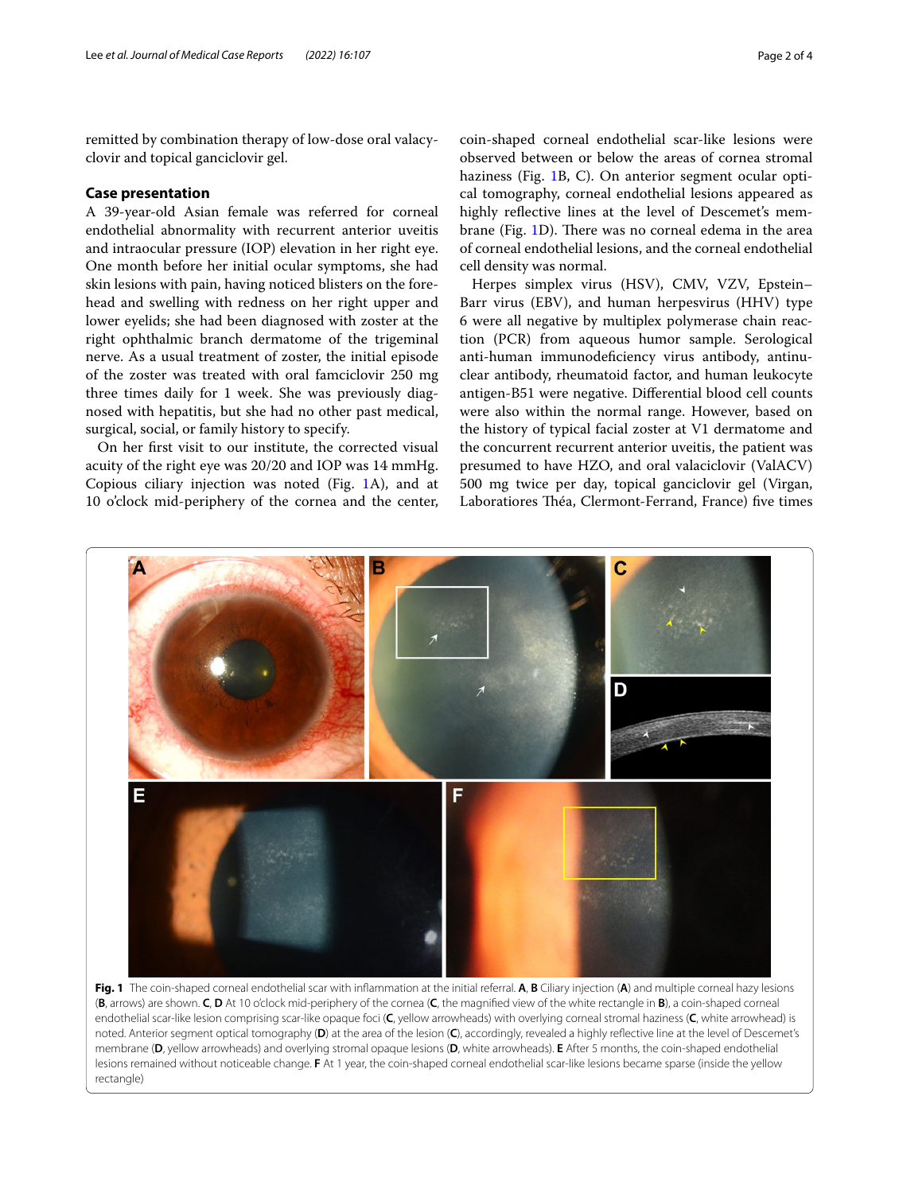remitted by combination therapy of low-dose oral valacyclovir and topical ganciclovir gel.

## Case presentation

A 39-year-old Asian female was referred for corneal endothelial abnormality with recurrent anterior uveitis and intraocular pressure (IOP) elevation in her right eye. One month before her initial ocular symptoms, she had skin lesions with pain, having noticed blisters on the forehead and swelling with redness on her right upper and lower eyelids; she had been diagnosed with zoster at the right ophthalmic branch dermatome of the trigeminal nerve. As a usual treatment of zoster, the initial episode of the zoster was treated with oral famciclovir 250 mg three times daily for 1 week. She was previously diagnosed with hepatitis, but she had no other past medical, surgical, social, or family history to specify.

On her first visit to our institute, the corrected visual acuity of the right eye was 20/20 and IOP was 14 mmHg. Copious ciliary injection was noted (Fig. 1A), and at 10 o'clock mid-periphery of the cornea and the center, coin-shaped corneal endothelial scar-like lesions were observed between or below the areas of cornea stromal haziness (Fig. 1B, C). On anterior segment optical tomography, corneal endothelial lesions appeared as highly reflective lines at the level of Descemet's membrane (Fig. 1D). There was no corneal edema in the area of corneal endothelial lesions, and the corneal endothelial cell density was normal.

Herpes simplex virus (HSV), CMV, VZV, Epstein–Barr virus (EBV), and human herpesvirus (HHV) type 6 were all negative by multiplex polymerase chain reaction (PCR) from aqueous humor sample. Serological anti-human immunodeficiency virus antibody, antinuclear antibody, rheumatoid factor, and human leukocyte antigen-B51 were negative. Differential blood cell counts were also within the normal range. However, based on the history of typical facial zoster at V1 dermatome and the concurrent recurrent anterior uveitis, the patient was presumed to have HZO, and oral valaciclovir (ValACV) 500 mg twice per day, topical ganciclovir gel (Virgan, Laboratiores Théa, Clermont-Ferrand, France) five times

**Fig. 1** The coin-shaped corneal endothelial scar with inflammation at the initial referral. **A**, **B** Ciliary injection (**A**) and multiple corneal hazy lesions (**B**, arrows) are shown. **C**, **D** At 10 o'clock mid-periphery of the cornea (**C**, the magnified view of the white rectangle in **B**), a coin-shaped corneal endothelial scar-like lesion comprising scar-like opaque foci (**C**, yellow arrowheads) with overlying corneal stromal haziness (**C**, white arrowhead) is noted. Anterior segment optical tomography (**D**) at the area of the lesion (**C**), accordingly, revealed a highly reflective line at the level of Descemet's membrane (**D**, yellow arrowheads) and overlying stromal opaque lesions (**D**, white arrowheads). **E** After 5 months, the coin-shaped endothelial lesions remained without noticeable change. **F** At 1 year, the coin-shaped corneal endothelial scar-like lesions became sparse (inside the yellow rectangle)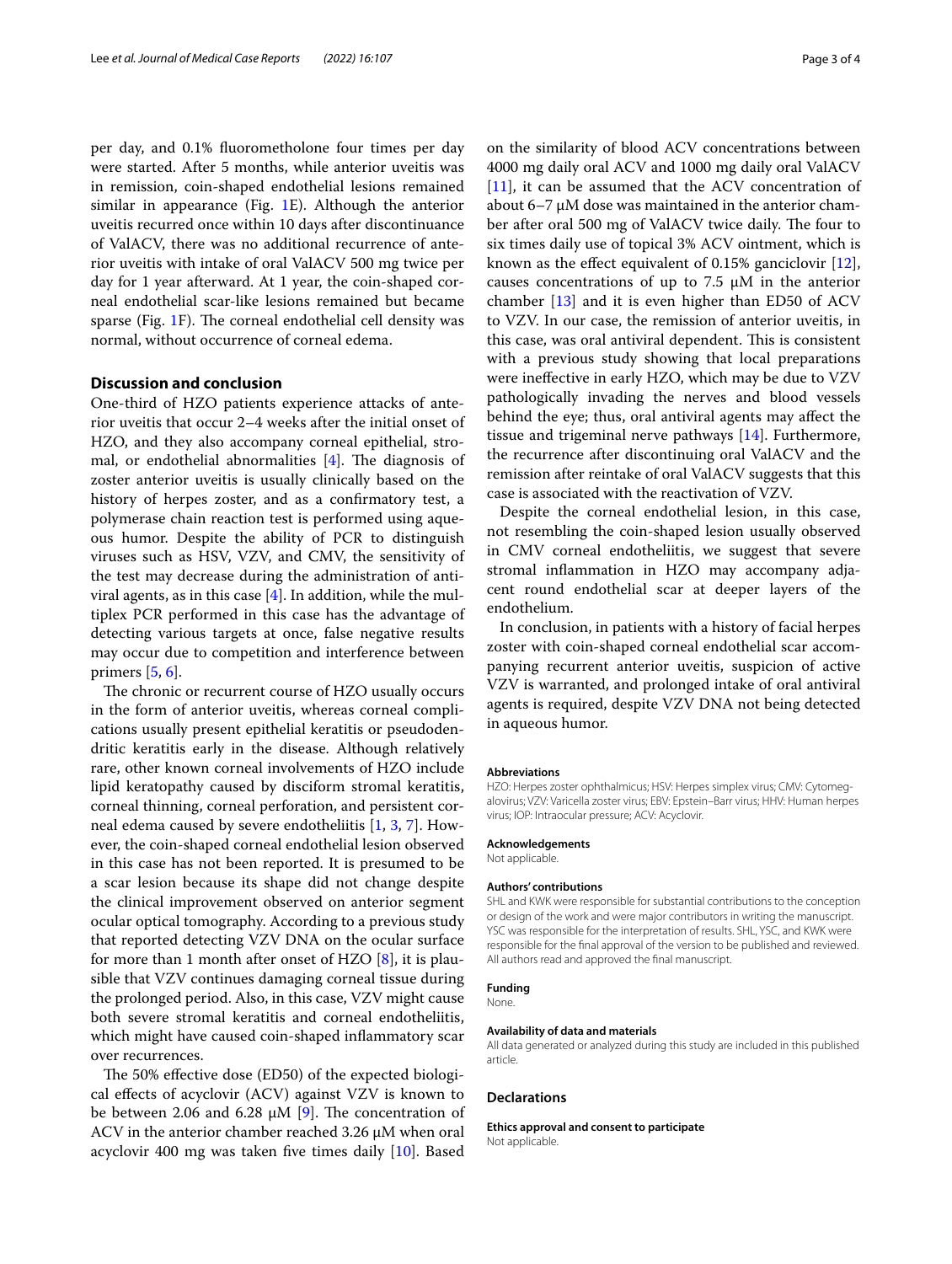per day, and 0.1% fluorometholone four times per day were started. After 5 months, while anterior uveitis was in remission, coin-shaped endothelial lesions remained similar in appearance (Fig. 1E). Although the anterior uveitis recurred once within 10 days after discontinuance of ValACV, there was no additional recurrence of anterior uveitis with intake of oral ValACV 500 mg twice per day for 1 year afterward. At 1 year, the coin-shaped corneal endothelial scar-like lesions remained but became sparse (Fig. 1F). The corneal endothelial cell density was normal, without occurrence of corneal edema.

## Discussion and conclusion

One-third of HZO patients experience attacks of anterior uveitis that occur 2–4 weeks after the initial onset of HZO, and they also accompany corneal epithelial, stromal, or endothelial abnormalities [4]. The diagnosis of zoster anterior uveitis is usually clinically based on the history of herpes zoster, and as a confirmatory test, a polymerase chain reaction test is performed using aqueous humor. Despite the ability of PCR to distinguish viruses such as HSV, VZV, and CMV, the sensitivity of the test may decrease during the administration of antiviral agents, as in this case [4]. In addition, while the multiplex PCR performed in this case has the advantage of detecting various targets at once, false negative results may occur due to competition and interference between primers [5, 6].

The chronic or recurrent course of HZO usually occurs in the form of anterior uveitis, whereas corneal complications usually present epithelial keratitis or pseudodendritic keratitis early in the disease. Although relatively rare, other known corneal involvements of HZO include lipid keratopathy caused by disciform stromal keratitis, corneal thinning, corneal perforation, and persistent corneal edema caused by severe endotheliitis [1, 3, 7]. However, the coin-shaped corneal endothelial lesion observed in this case has not been reported. It is presumed to be a scar lesion because its shape did not change despite the clinical improvement observed on anterior segment ocular optical tomography. According to a previous study that reported detecting VZV DNA on the ocular surface for more than 1 month after onset of HZO [8], it is plausible that VZV continues damaging corneal tissue during the prolonged period. Also, in this case, VZV might cause both severe stromal keratitis and corneal endotheliitis, which might have caused coin-shaped inflammatory scar over recurrences.

The 50% effective dose (ED50) of the expected biological effects of acyclovir (ACV) against VZV is known to be between 2.06 and 6.28 μM [9]. The concentration of ACV in the anterior chamber reached 3.26 μM when oral acyclovir 400 mg was taken five times daily [10]. Based on the similarity of blood ACV concentrations between 4000 mg daily oral ACV and 1000 mg daily oral ValACV [11], it can be assumed that the ACV concentration of about 6–7 μM dose was maintained in the anterior chamber after oral 500 mg of ValACV twice daily. The four to six times daily use of topical 3% ACV ointment, which is known as the effect equivalent of 0.15% ganciclovir [12], causes concentrations of up to 7.5 μM in the anterior chamber [13] and it is even higher than ED50 of ACV to VZV. In our case, the remission of anterior uveitis, in this case, was oral antiviral dependent. This is consistent with a previous study showing that local preparations were ineffective in early HZO, which may be due to VZV pathologically invading the nerves and blood vessels behind the eye; thus, oral antiviral agents may affect the tissue and trigeminal nerve pathways [14]. Furthermore, the recurrence after discontinuing oral ValACV and the remission after reintake of oral ValACV suggests that this case is associated with the reactivation of VZV.

Despite the corneal endothelial lesion, in this case, not resembling the coin-shaped lesion usually observed in CMV corneal endotheliitis, we suggest that severe stromal inflammation in HZO may accompany adjacent round endothelial scar at deeper layers of the endothelium.

In conclusion, in patients with a history of facial herpes zoster with coin-shaped corneal endothelial scar accompanying recurrent anterior uveitis, suspicion of active VZV is warranted, and prolonged intake of oral antiviral agents is required, despite VZV DNA not being detected in aqueous humor.

#### Abbreviations

HZO: Herpes zoster ophthalmicus; HSV: Herpes simplex virus; CMV: Cytomegalovirus; VZV: Varicella zoster virus; EBV: Epstein–Barr virus; HHV: Human herpes virus; IOP: Intraocular pressure; ACV: Acyclovir.

#### Acknowledgements

Not applicable.

#### Authors' contributions

SHL and KWK were responsible for substantial contributions to the conception or design of the work and were major contributors in writing the manuscript. YSC was responsible for the interpretation of results. SHL, YSC, and KWK were responsible for the final approval of the version to be published and reviewed. All authors read and approved the final manuscript.

#### Funding

None.

#### Availability of data and materials

All data generated or analyzed during this study are included in this published article.

### Declarations

#### Ethics approval and consent to participate

Not applicable.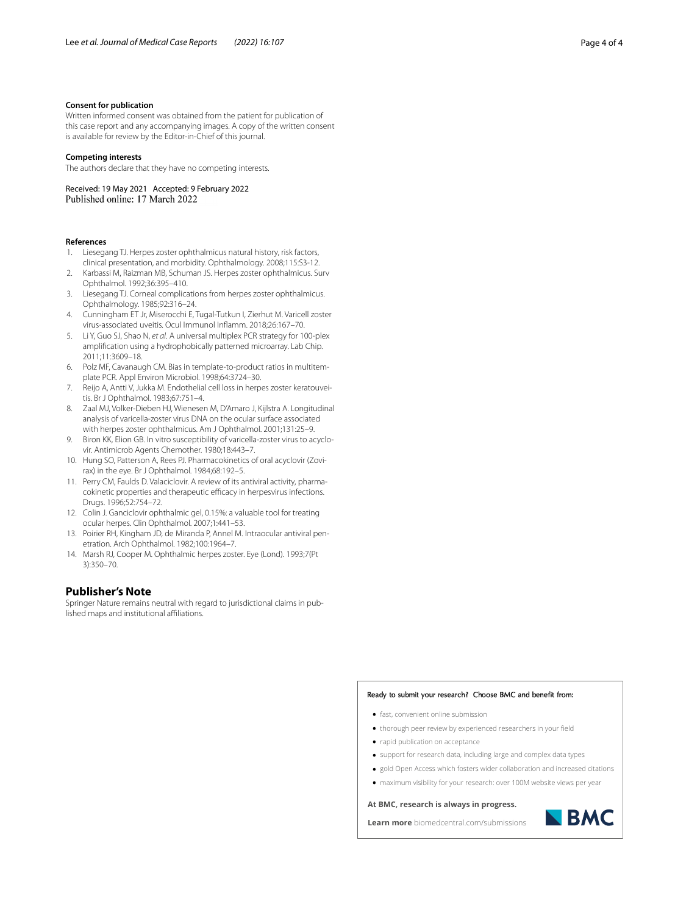**Consent for publication**

Written informed consent was obtained from the patient for publication of this case report and any accompanying images. A copy of the written consent is available for review by the Editor-in-Chief of this journal.

**Competing interests**

The authors declare that they have no competing interests.

Received: 19 May 2021 Accepted: 9 February 2022
Published online: 17 March 2022

**References**

1. Liesegang TJ. Herpes zoster ophthalmicus natural history, risk factors, clinical presentation, and morbidity. Ophthalmology. 2008;115:S3-12.
2. Karbassi M, Raizman MB, Schuman JS. Herpes zoster ophthalmicus. Surv Ophthalmol. 1992;36:395–410.
3. Liesegang TJ. Corneal complications from herpes zoster ophthalmicus. Ophthalmology. 1985;92:316–24.
4. Cunningham ET Jr, Miserocchi E, Tugal-Tutkun I, Zierhut M. Varicell zoster virus-associated uveitis. Ocul Immunol Inflamm. 2018;26:167–70.
5. Li Y, Guo SJ, Shao N, *et al*. A universal multiplex PCR strategy for 100-plex amplification using a hydrophobically patterned microarray. Lab Chip. 2011;11:3609–18.
6. Polz MF, Cavanaugh CM. Bias in template-to-product ratios in multitemplate PCR. Appl Environ Microbiol. 1998;64:3724–30.
7. Reijo A, Antti V, Jukka M. Endothelial cell loss in herpes zoster keratouveitis. Br J Ophthalmol. 1983;67:751–4.
8. Zaal MJ, Volker-Dieben HJ, Wienesen M, D'Amaro J, Kijlstra A. Longitudinal analysis of varicella-zoster virus DNA on the ocular surface associated with herpes zoster ophthalmicus. Am J Ophthalmol. 2001;131:25–9.
9. Biron KK, Elion GB. In vitro susceptibility of varicella-zoster virus to acyclovir. Antimicrob Agents Chemother. 1980;18:443–7.
10. Hung SO, Patterson A, Rees PJ. Pharmacokinetics of oral acyclovir (Zovirax) in the eye. Br J Ophthalmol. 1984;68:192–5.
11. Perry CM, Faulds D. Valaciclovir. A review of its antiviral activity, pharmacokinetic properties and therapeutic efficacy in herpesvirus infections. Drugs. 1996;52:754–72.
12. Colin J. Ganciclovir ophthalmic gel, 0.15%: a valuable tool for treating ocular herpes. Clin Ophthalmol. 2007;1:441–53.
13. Poirier RH, Kingham JD, de Miranda P, Annel M. Intraocular antiviral penetration. Arch Ophthalmol. 1982;100:1964–7.
14. Marsh RJ, Cooper M. Ophthalmic herpes zoster. Eye (Lond). 1993;7(Pt 3):350–70.

## Publisher's Note

Springer Nature remains neutral with regard to jurisdictional claims in published maps and institutional affiliations.

Ready to submit your research? Choose BMC and benefit from:

- fast, convenient online submission
- thorough peer review by experienced researchers in your field
- rapid publication on acceptance
- support for research data, including large and complex data types
- gold Open Access which fosters wider collaboration and increased citations
- maximum visibility for your research: over 100M website views per year

**At BMC, research is always in progress.**

**Learn more** biomedcentral.com/submissions

BMC